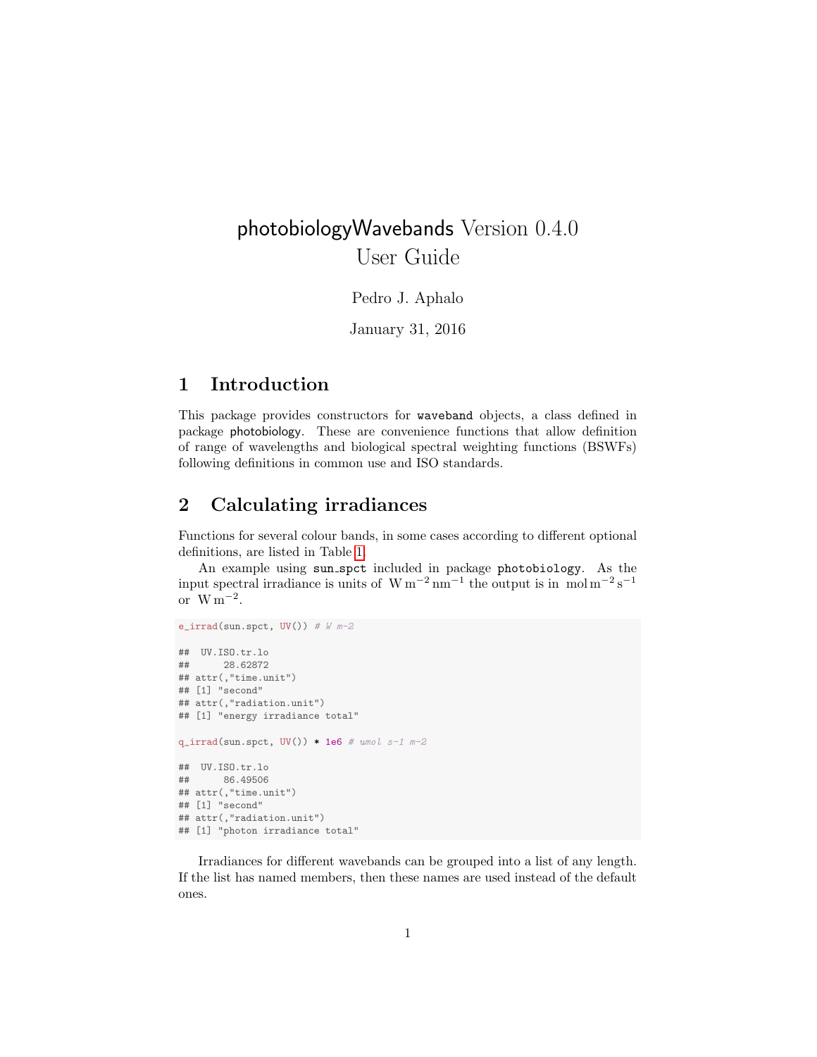# photobiologyWavebands Version 0.4.0 User Guide

Pedro J. Aphalo

January 31, 2016

## 1 Introduction

This package provides constructors for `waveband` objects, a class defined in package photobiology. These are convenience functions that allow definition of range of wavelengths and biological spectral weighting functions (BSWFs) following definitions in common use and ISO standards.

## 2 Calculating irradiances

Functions for several colour bands, in some cases according to different optional definitions, are listed in Table 1.

An example using `sun_spct` included in package `photobiology`. As the input spectral irradiance is units of $\mathrm{W\,m^{-2}\,nm^{-1}}$ the output is in $\mathrm{mol\,m^{-2}\,s^{-1}}$ or $\mathrm{W\,m^{-2}}$.

```
e_irrad(sun.spct, UV()) # W m-2

##  UV.ISO.tr.lo
##      28.62872
## attr(,"time.unit")
## [1] "second"
## attr(,"radiation.unit")
## [1] "energy irradiance total"

q_irrad(sun.spct, UV()) * 1e6 # umol s-1 m-2

##  UV.ISO.tr.lo
##      86.49506
## attr(,"time.unit")
## [1] "second"
## attr(,"radiation.unit")
## [1] "photon irradiance total"
```

Irradiances for different wavebands can be grouped into a list of any length. If the list has named members, then these names are used instead of the default ones.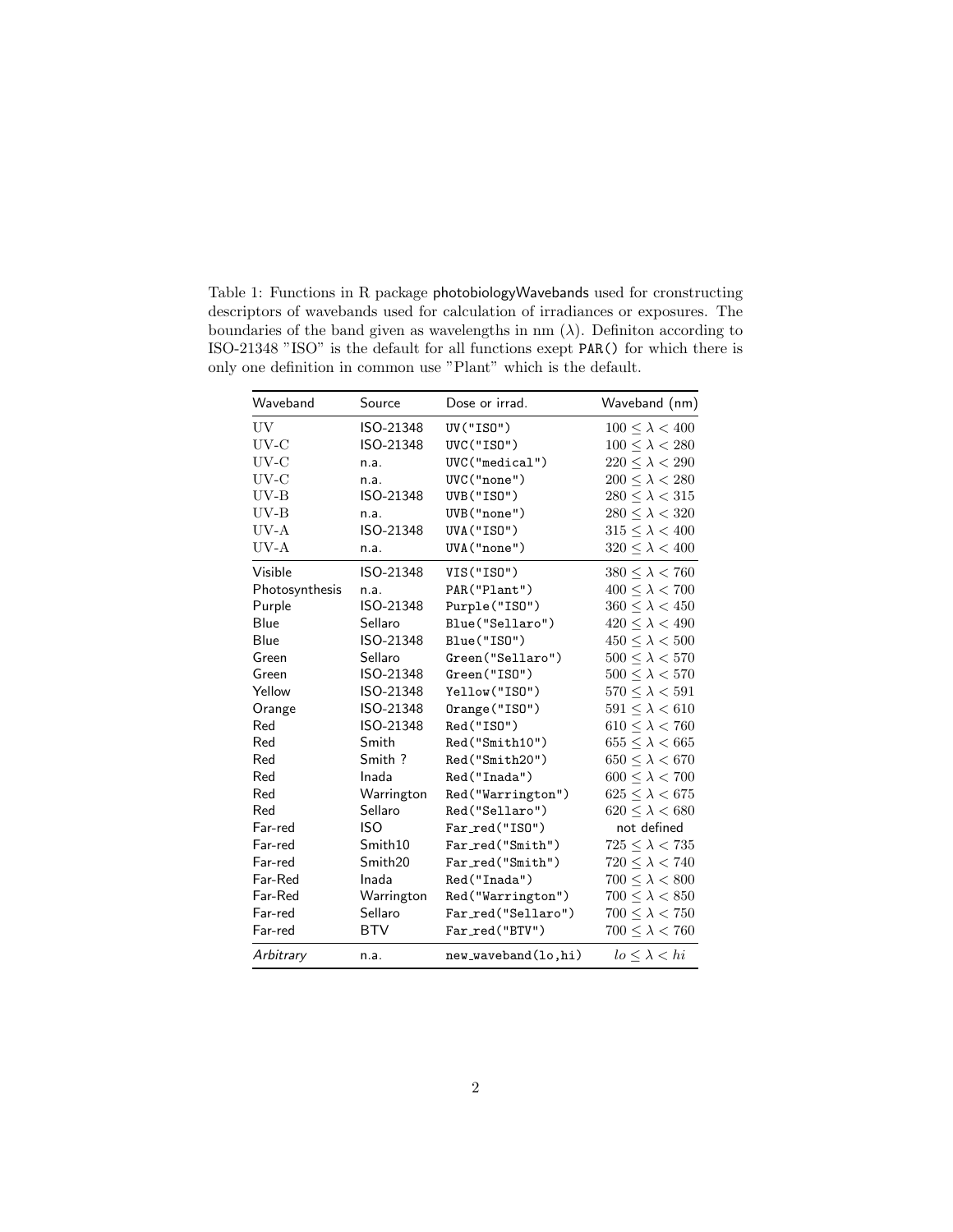Table 1: Functions in R package photobiologyWavebands used for cronstructing descriptors of wavebands used for calculation of irradiances or exposures. The boundaries of the band given as wavelengths in nm ($\lambda$). Definiton according to ISO-21348 "ISO" is the default for all functions exept `PAR()` for which there is only one definition in common use "Plant" which is the default.

| Waveband | Source | Dose or irrad. | Waveband (nm) |
|---|---|---|---|
| UV | ISO-21348 | `UV("ISO")` | $100 \leq \lambda < 400$ |
| UV-C | ISO-21348 | `UVC("ISO")` | $100 \leq \lambda < 280$ |
| UV-C | n.a. | `UVC("medical")` | $220 \leq \lambda < 290$ |
| UV-C | n.a. | `UVC("none")` | $200 \leq \lambda < 280$ |
| UV-B | ISO-21348 | `UVB("ISO")` | $280 \leq \lambda < 315$ |
| UV-B | n.a. | `UVB("none")` | $280 \leq \lambda < 320$ |
| UV-A | ISO-21348 | `UVA("ISO")` | $315 \leq \lambda < 400$ |
| UV-A | n.a. | `UVA("none")` | $320 \leq \lambda < 400$ |
| Visible | ISO-21348 | `VIS("ISO")` | $380 \leq \lambda < 760$ |
| Photosynthesis | n.a. | `PAR("Plant")` | $400 \leq \lambda < 700$ |
| Purple | ISO-21348 | `Purple("ISO")` | $360 \leq \lambda < 450$ |
| Blue | Sellaro | `Blue("Sellaro")` | $420 \leq \lambda < 490$ |
| Blue | ISO-21348 | `Blue("ISO")` | $450 \leq \lambda < 500$ |
| Green | Sellaro | `Green("Sellaro")` | $500 \leq \lambda < 570$ |
| Green | ISO-21348 | `Green("ISO")` | $500 \leq \lambda < 570$ |
| Yellow | ISO-21348 | `Yellow("ISO")` | $570 \leq \lambda < 591$ |
| Orange | ISO-21348 | `Orange("ISO")` | $591 \leq \lambda < 610$ |
| Red | ISO-21348 | `Red("ISO")` | $610 \leq \lambda < 760$ |
| Red | Smith | `Red("Smith10")` | $655 \leq \lambda < 665$ |
| Red | Smith ? | `Red("Smith20")` | $650 \leq \lambda < 670$ |
| Red | Inada | `Red("Inada")` | $600 \leq \lambda < 700$ |
| Red | Warrington | `Red("Warrington")` | $625 \leq \lambda < 675$ |
| Red | Sellaro | `Red("Sellaro")` | $620 \leq \lambda < 680$ |
| Far-red | ISO | `Far_red("ISO")` | not defined |
| Far-red | Smith10 | `Far_red("Smith")` | $725 \leq \lambda < 735$ |
| Far-red | Smith20 | `Far_red("Smith")` | $720 \leq \lambda < 740$ |
| Far-Red | Inada | `Red("Inada")` | $700 \leq \lambda < 800$ |
| Far-Red | Warrington | `Red("Warrington")` | $700 \leq \lambda < 850$ |
| Far-red | Sellaro | `Far_red("Sellaro")` | $700 \leq \lambda < 750$ |
| Far-red | BTV | `Far_red("BTV")` | $700 \leq \lambda < 760$ |
| *Arbitrary* | n.a. | `new_waveband(lo,hi)` | $lo \leq \lambda < hi$ |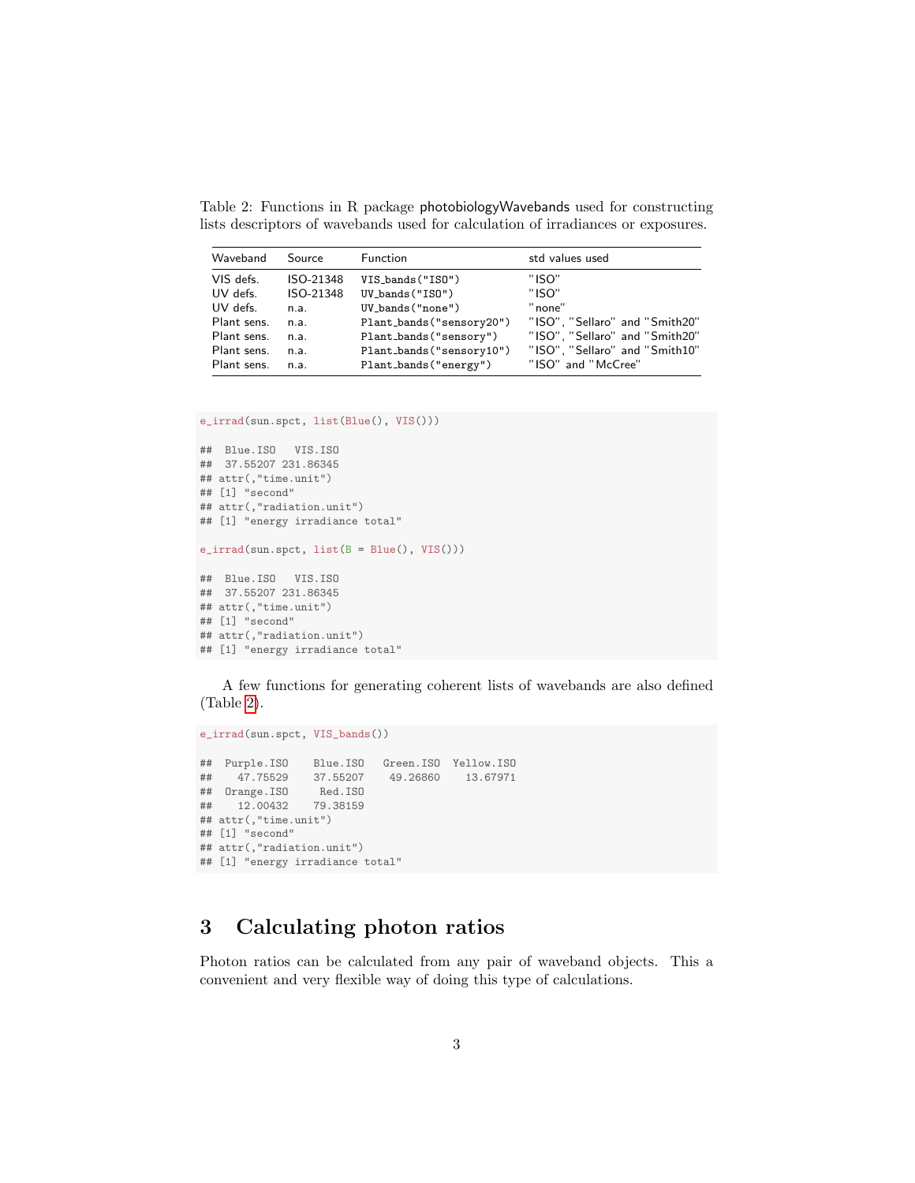Table 2: Functions in R package photobiologyWavebands used for constructing lists descriptors of wavebands used for calculation of irradiances or exposures.

| Waveband | Source | Function | std values used |
|---|---|---|---|
| VIS defs. | ISO-21348 | `VIS_bands("ISO")` | "ISO" |
| UV defs. | ISO-21348 | `UV_bands("ISO")` | "ISO" |
| UV defs. | n.a. | `UV_bands("none")` | "none" |
| Plant sens. | n.a. | `Plant_bands("sensory20")` | "ISO", "Sellaro" and "Smith20" |
| Plant sens. | n.a. | `Plant_bands("sensory")` | "ISO", "Sellaro" and "Smith20" |
| Plant sens. | n.a. | `Plant_bands("sensory10")` | "ISO", "Sellaro" and "Smith10" |
| Plant sens. | n.a. | `Plant_bands("energy")` | "ISO" and "McCree" |

```
e_irrad(sun.spct, list(Blue(), VIS()))

##  Blue.ISO   VIS.ISO
##  37.55207 231.86345
## attr(,"time.unit")
## [1] "second"
## attr(,"radiation.unit")
## [1] "energy irradiance total"

e_irrad(sun.spct, list(B = Blue(), VIS()))

##  Blue.ISO   VIS.ISO
##  37.55207 231.86345
## attr(,"time.unit")
## [1] "second"
## attr(,"radiation.unit")
## [1] "energy irradiance total"
```

A few functions for generating coherent lists of wavebands are also defined (Table 2).

```
e_irrad(sun.spct, VIS_bands())

##  Purple.ISO    Blue.ISO   Green.ISO  Yellow.ISO
##    47.75529    37.55207    49.26860    13.67971
##  Orange.ISO     Red.ISO
##    12.00432    79.38159
## attr(,"time.unit")
## [1] "second"
## attr(,"radiation.unit")
## [1] "energy irradiance total"
```

# 3 Calculating photon ratios

Photon ratios can be calculated from any pair of waveband objects. This a convenient and very flexible way of doing this type of calculations.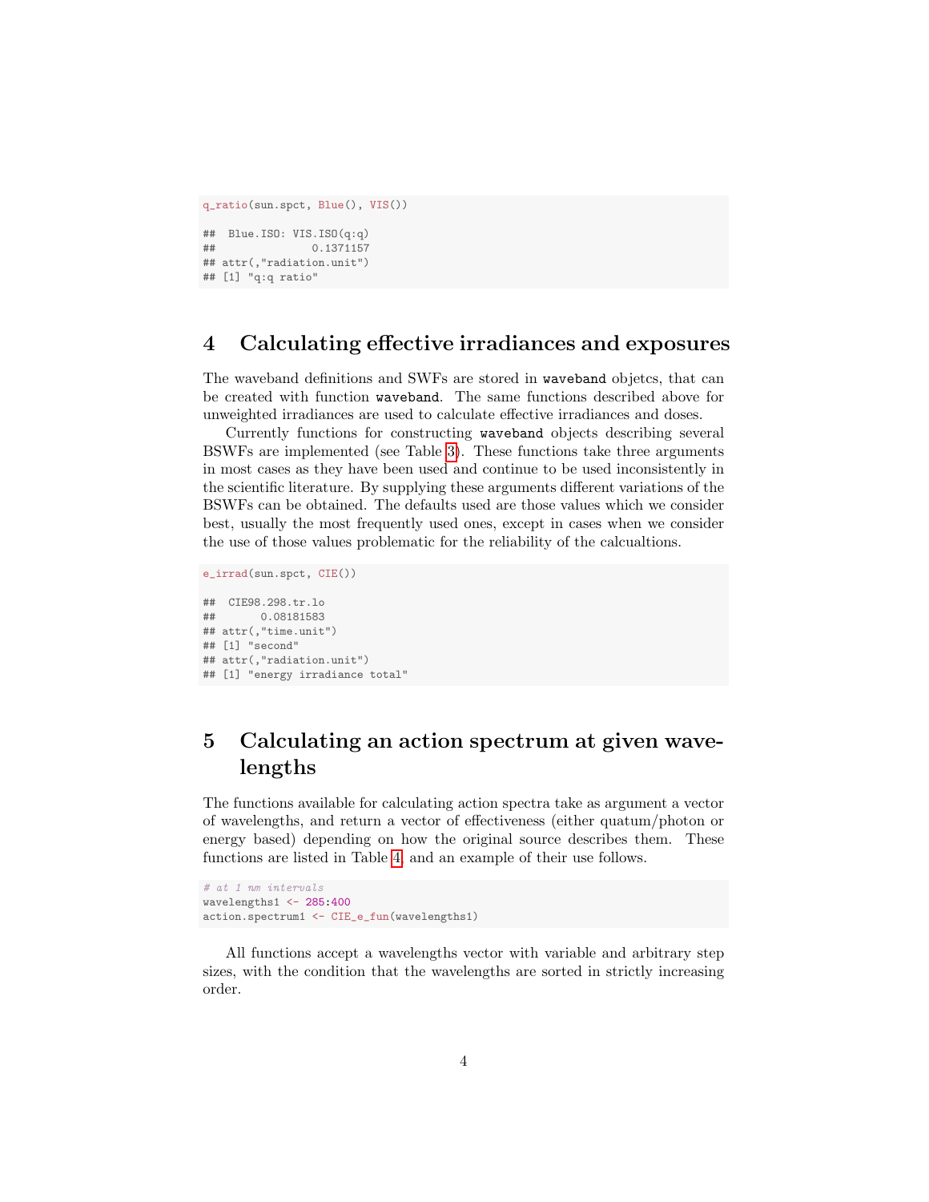```
q_ratio(sun.spct, Blue(), VIS())

##  Blue.ISO: VIS.ISO(q:q)
##              0.1371157
## attr(,"radiation.unit")
## [1] "q:q ratio"
```

# 4 Calculating effective irradiances and exposures

The waveband definitions and SWFs are stored in `waveband` objetcs, that can be created with function `waveband`. The same functions described above for unweighted irradiances are used to calculate effective irradiances and doses.

Currently functions for constructing `waveband` objects describing several BSWFs are implemented (see Table 3). These functions take three arguments in most cases as they have been used and continue to be used inconsistently in the scientific literature. By supplying these arguments different variations of the BSWFs can be obtained. The defaults used are those values which we consider best, usually the most frequently used ones, except in cases when we consider the use of those values problematic for the reliability of the calcualtions.

```
e_irrad(sun.spct, CIE())

##  CIE98.298.tr.lo
##       0.08181583
## attr(,"time.unit")
## [1] "second"
## attr(,"radiation.unit")
## [1] "energy irradiance total"
```

# 5 Calculating an action spectrum at given wavelengths

The functions available for calculating action spectra take as argument a vector of wavelengths, and return a vector of effectiveness (either quatum/photon or energy based) depending on how the original source describes them. These functions are listed in Table 4 and an example of their use follows.

```
# at 1 nm intervals
wavelengths1 <- 285:400
action.spectrum1 <- CIE_e_fun(wavelengths1)
```

All functions accept a wavelengths vector with variable and arbitrary step sizes, with the condition that the wavelengths are sorted in strictly increasing order.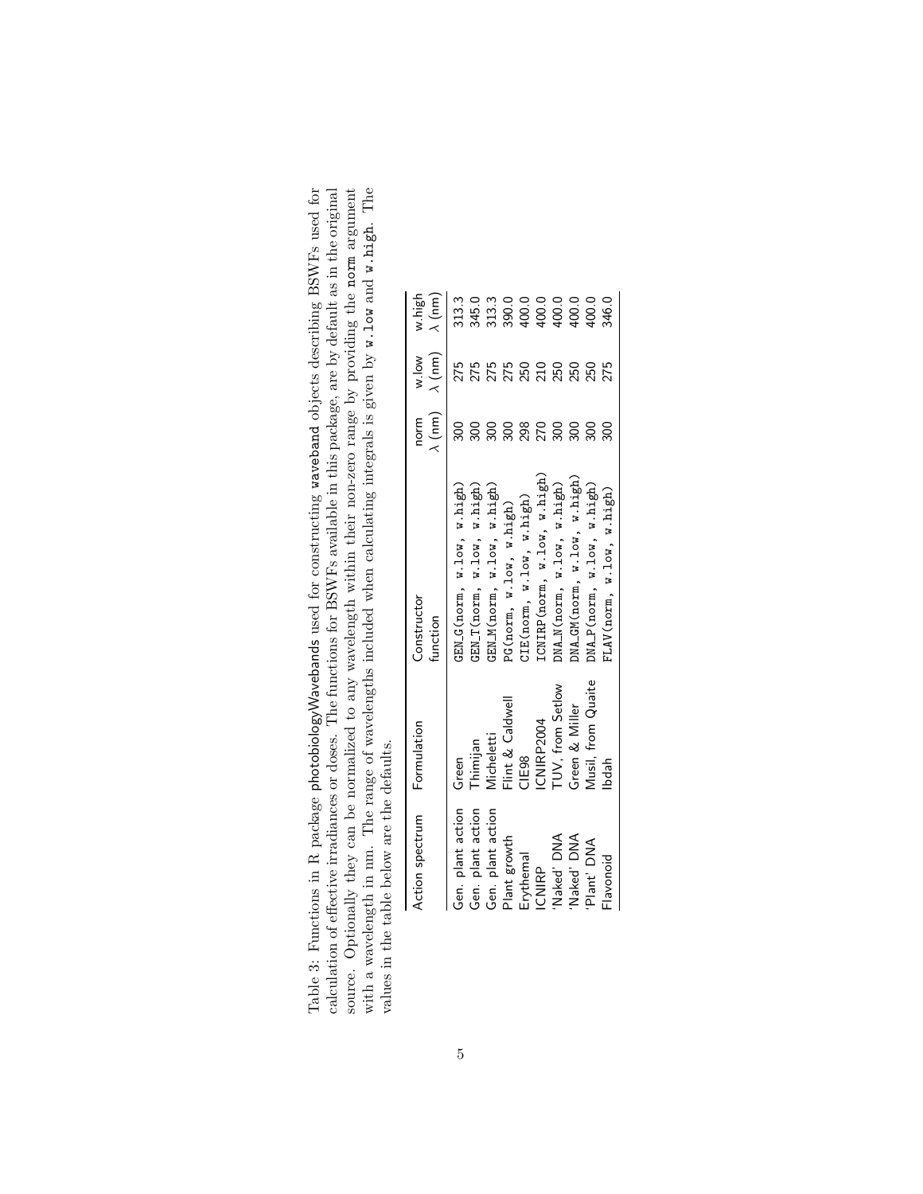Table 3: Functions in R package photobiologyWavebands used for constructing waveband objects describing BSWFs used for calculation of effective irradiances or doses. The functions for BSWFs available in this package, are by default as in the original source. Optionally they can be normalized to any wavelength within their non-zero range by providing the norm argument with a wavelength in nm. The range of wavelengths included when calculating integrals is given by w.low and w.high. The values in the table below are the defaults.

| Action spectrum | Formulation | Constructor function | norm $\lambda$ (nm) | w.low $\lambda$ (nm) | w.high $\lambda$ (nm) |
|---|---|---|---|---|---|
| Gen. plant action | Green | `GEN_G(norm, w.low, w.high)` | 300 | 275 | 313.3 |
| Gen. plant action | Thimijan | `GEN_T(norm, w.low, w.high)` | 300 | 275 | 345.0 |
| Gen. plant action | Micheletti | `GEN_M(norm, w.low, w.high)` | 300 | 275 | 313.3 |
| Plant growth | Flint & Caldwell | `PG(norm, w.low, w.high)` | 300 | 275 | 390.0 |
| Erythemal | CIE98 | `CIE(norm, w.low, w.high)` | 298 | 250 | 400.0 |
| ICNIRP | ICNIRP2004 | `ICNIRP(norm, w.low, w.high)` | 270 | 210 | 400.0 |
| 'Naked' DNA | TUV, from Setlow | `DNA_N(norm, w.low, w.high)` | 300 | 250 | 400.0 |
| 'Naked' DNA | Green & Miller | `DNA_GM(norm, w.low, w.high)` | 300 | 250 | 400.0 |
| 'Plant' DNA | Musil, from Quaite | `DNA_P(norm, w.low, w.high)` | 300 | 250 | 400.0 |
| Flavonoid | Ibdah | `FLAV(norm, w.low, w.high)` | 300 | 275 | 346.0 |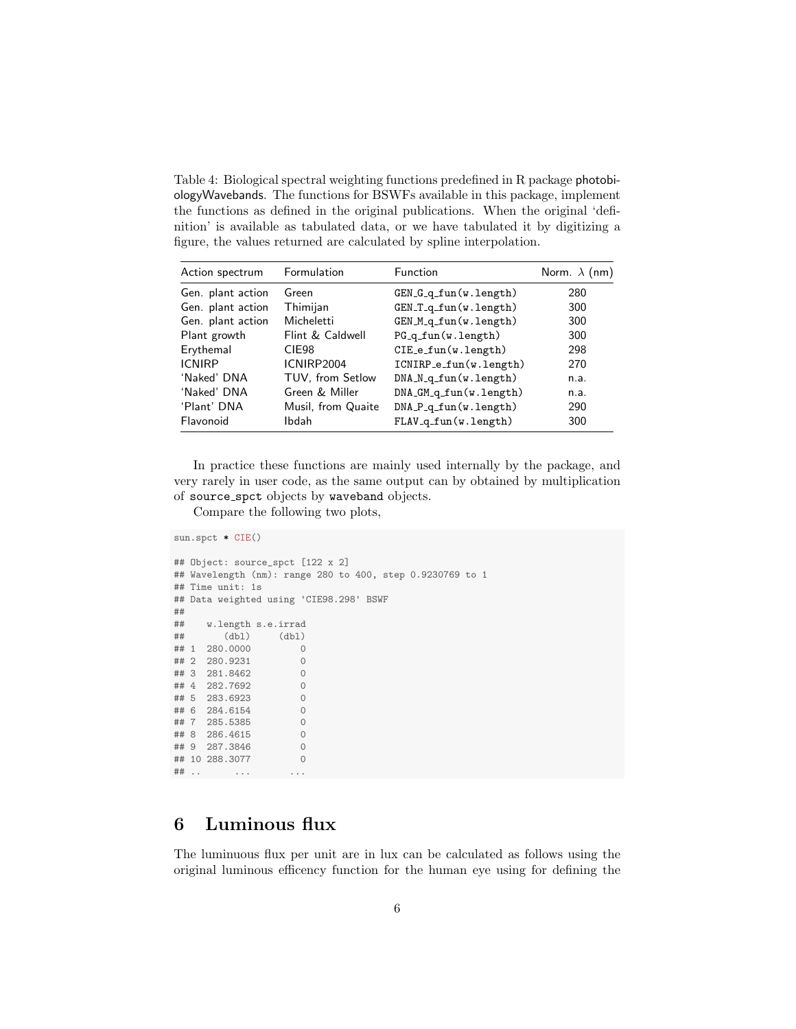Table 4: Biological spectral weighting functions predefined in R package photobiologyWavebands. The functions for BSWFs available in this package, implement the functions as defined in the original publications. When the original 'definition' is available as tabulated data, or we have tabulated it by digitizing a figure, the values returned are calculated by spline interpolation.

| Action spectrum | Formulation | Function | Norm. $\lambda$ (nm) |
|---|---|---|---|
| Gen. plant action | Green | GEN_G_q_fun(w.length) | 280 |
| Gen. plant action | Thimijan | GEN_T_q_fun(w.length) | 300 |
| Gen. plant action | Micheletti | GEN_M_q_fun(w.length) | 300 |
| Plant growth | Flint & Caldwell | PG_q_fun(w.length) | 300 |
| Erythemal | CIE98 | CIE_e_fun(w.length) | 298 |
| ICNIRP | ICNIRP2004 | ICNIRP_e_fun(w.length) | 270 |
| 'Naked' DNA | TUV, from Setlow | DNA_N_q_fun(w.length) | n.a. |
| 'Naked' DNA | Green & Miller | DNA_GM_q_fun(w.length) | n.a. |
| 'Plant' DNA | Musil, from Quaite | DNA_P_q_fun(w.length) | 290 |
| Flavonoid | Ibdah | FLAV_q_fun(w.length) | 300 |

In practice these functions are mainly used internally by the package, and very rarely in user code, as the same output can by obtained by multiplication of source_spct objects by waveband objects.

Compare the following two plots,

```
sun.spct * CIE()

## Object: source_spct [122 x 2]
## Wavelength (nm): range 280 to 400, step 0.9230769 to 1
## Time unit: 1s
## Data weighted using 'CIE98.298' BSWF
##
##    w.length s.e.irrad
##       (dbl)     (dbl)
## 1  280.0000         0
## 2  280.9231         0
## 3  281.8462         0
## 4  282.7692         0
## 5  283.6923         0
## 6  284.6154         0
## 7  285.5385         0
## 8  286.4615         0
## 9  287.3846         0
## 10 288.3077         0
## ..      ...       ...
```

# 6 Luminous flux

The luminuous flux per unit are in lux can be calculated as follows using the original luminous efficency function for the human eye using for defining the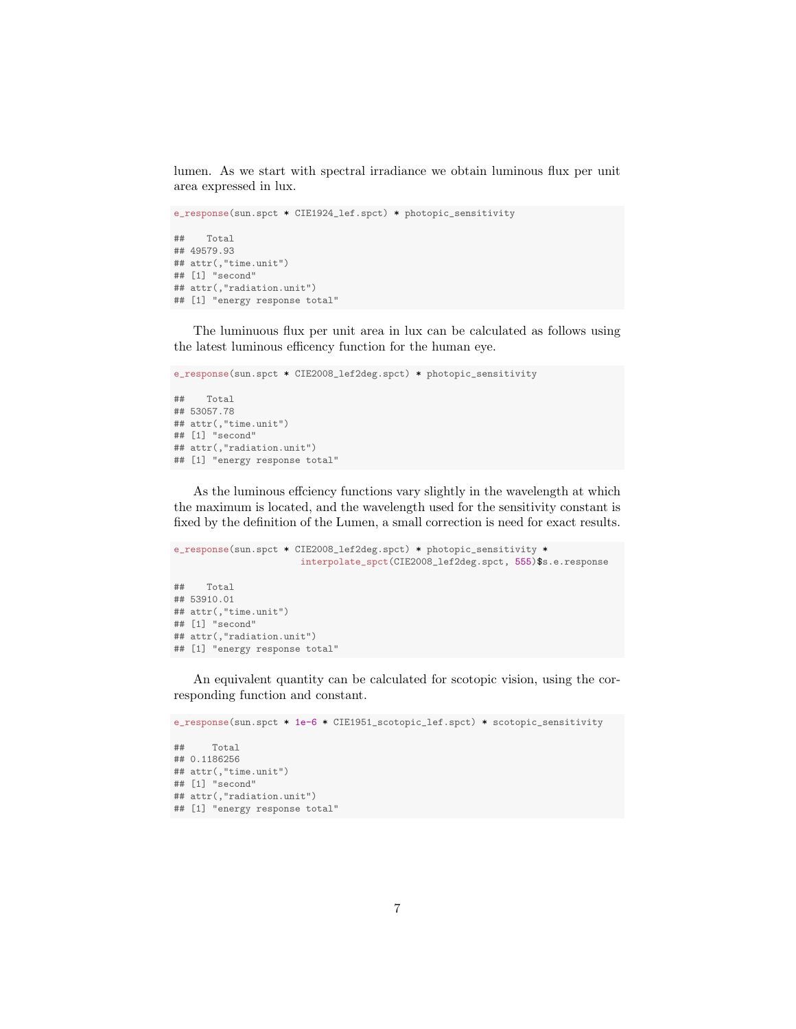lumen. As we start with spectral irradiance we obtain luminous flux per unit area expressed in lux.

```
e_response(sun.spct * CIE1924_lef.spct) * photopic_sensitivity

##    Total
## 49579.93
## attr(,"time.unit")
## [1] "second"
## attr(,"radiation.unit")
## [1] "energy response total"
```

The luminuous flux per unit area in lux can be calculated as follows using the latest luminous efficency function for the human eye.

```
e_response(sun.spct * CIE2008_lef2deg.spct) * photopic_sensitivity

##    Total
## 53057.78
## attr(,"time.unit")
## [1] "second"
## attr(,"radiation.unit")
## [1] "energy response total"
```

As the luminous effciency functions vary slightly in the wavelength at which the maximum is located, and the wavelength used for the sensitivity constant is fixed by the definition of the Lumen, a small correction is need for exact results.

```
e_response(sun.spct * CIE2008_lef2deg.spct) * photopic_sensitivity *
                       interpolate_spct(CIE2008_lef2deg.spct, 555)$s.e.response

##    Total
## 53910.01
## attr(,"time.unit")
## [1] "second"
## attr(,"radiation.unit")
## [1] "energy response total"
```

An equivalent quantity can be calculated for scotopic vision, using the corresponding function and constant.

```
e_response(sun.spct * 1e-6 * CIE1951_scotopic_lef.spct) * scotopic_sensitivity

##     Total
## 0.1186256
## attr(,"time.unit")
## [1] "second"
## attr(,"radiation.unit")
## [1] "energy response total"
```